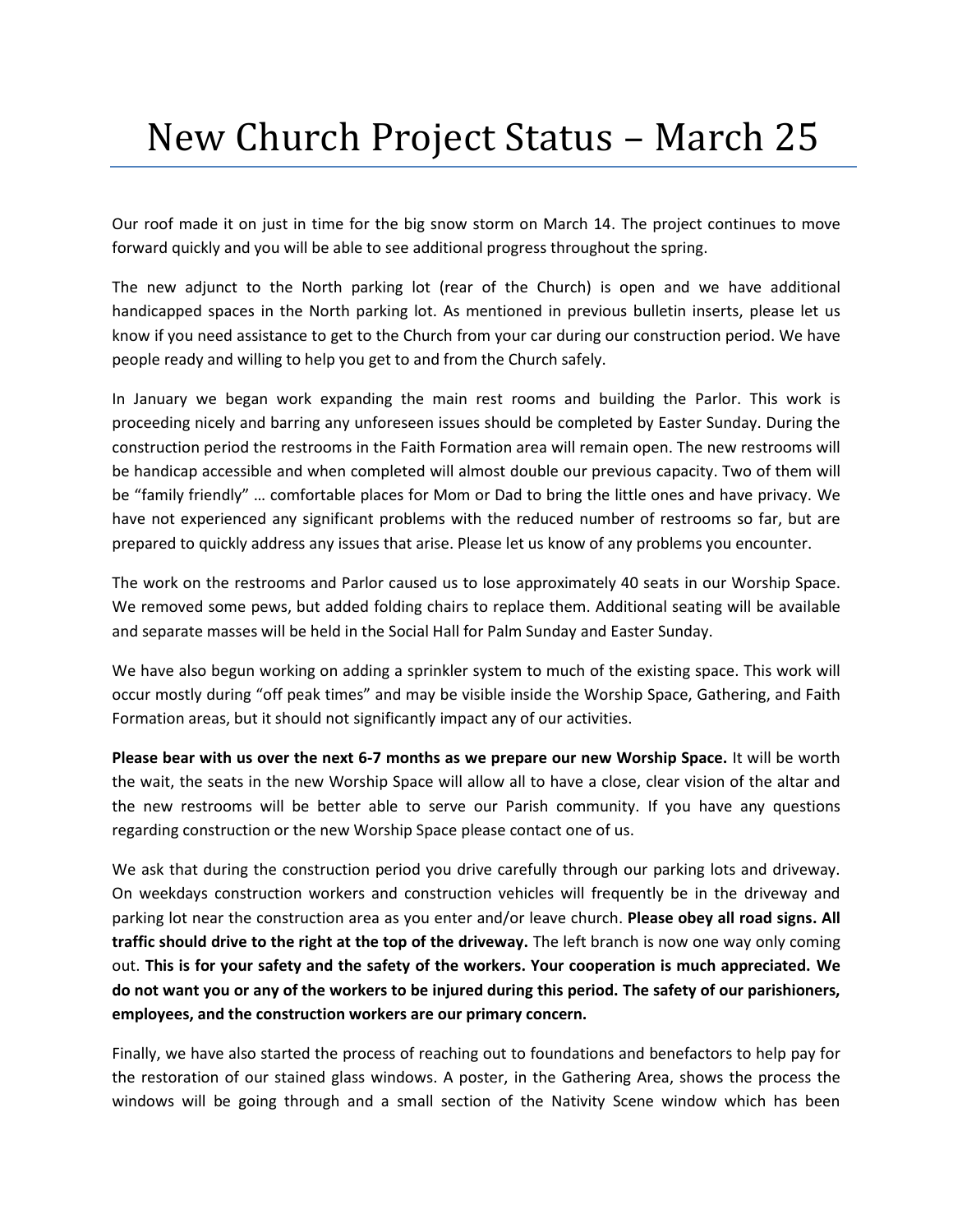# New Church Project Status – March 25

Our roof made it on just in time for the big snow storm on March 14. The project continues to move forward quickly and you will be able to see additional progress throughout the spring.

The new adjunct to the North parking lot (rear of the Church) is open and we have additional handicapped spaces in the North parking lot. As mentioned in previous bulletin inserts, please let us know if you need assistance to get to the Church from your car during our construction period. We have people ready and willing to help you get to and from the Church safely.

In January we began work expanding the main rest rooms and building the Parlor. This work is proceeding nicely and barring any unforeseen issues should be completed by Easter Sunday. During the construction period the restrooms in the Faith Formation area will remain open. The new restrooms will be handicap accessible and when completed will almost double our previous capacity. Two of them will be "family friendly" … comfortable places for Mom or Dad to bring the little ones and have privacy. We have not experienced any significant problems with the reduced number of restrooms so far, but are prepared to quickly address any issues that arise. Please let us know of any problems you encounter.

The work on the restrooms and Parlor caused us to lose approximately 40 seats in our Worship Space. We removed some pews, but added folding chairs to replace them. Additional seating will be available and separate masses will be held in the Social Hall for Palm Sunday and Easter Sunday.

We have also begun working on adding a sprinkler system to much of the existing space. This work will occur mostly during "off peak times" and may be visible inside the Worship Space, Gathering, and Faith Formation areas, but it should not significantly impact any of our activities.

**Please bear with us over the next 6-7 months as we prepare our new Worship Space.** It will be worth the wait, the seats in the new Worship Space will allow all to have a close, clear vision of the altar and the new restrooms will be better able to serve our Parish community. If you have any questions regarding construction or the new Worship Space please contact one of us.

We ask that during the construction period you drive carefully through our parking lots and driveway. On weekdays construction workers and construction vehicles will frequently be in the driveway and parking lot near the construction area as you enter and/or leave church. **Please obey all road signs. All traffic should drive to the right at the top of the driveway.** The left branch is now one way only coming out. **This is for your safety and the safety of the workers. Your cooperation is much appreciated. We do not want you or any of the workers to be injured during this period. The safety of our parishioners, employees, and the construction workers are our primary concern.**

Finally, we have also started the process of reaching out to foundations and benefactors to help pay for the restoration of our stained glass windows. A poster, in the Gathering Area, shows the process the windows will be going through and a small section of the Nativity Scene window which has been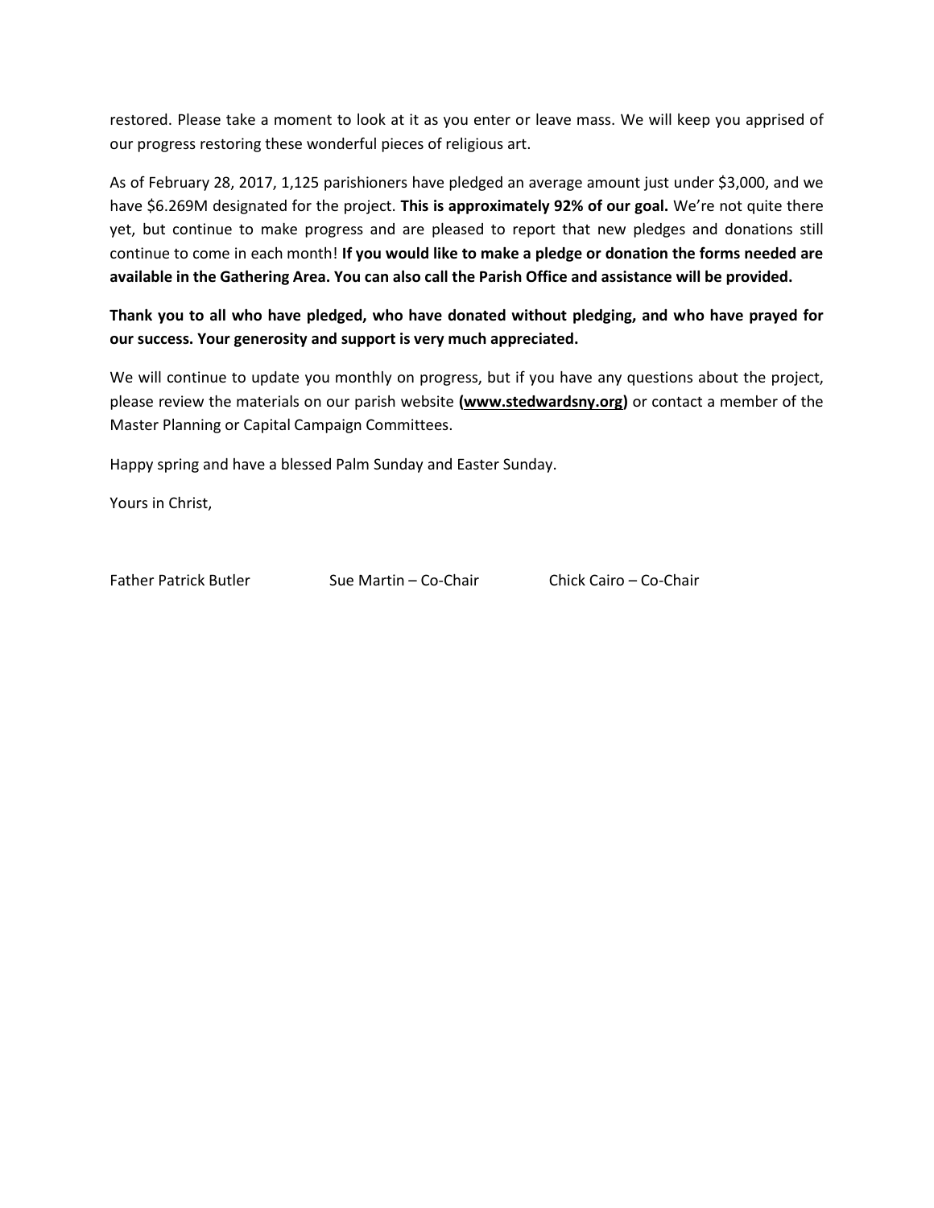restored. Please take a moment to look at it as you enter or leave mass. We will keep you apprised of our progress restoring these wonderful pieces of religious art.

As of February 28, 2017, 1,125 parishioners have pledged an average amount just under $3,000, and we have $6.269M designated for the project. **This is approximately 92% of our goal.** We're not quite there yet, but continue to make progress and are pleased to report that new pledges and donations still continue to come in each month! **If you would like to make a pledge or donation the forms needed are available in the Gathering Area. You can also call the Parish Office and assistance will be provided.**

**Thank you to all who have pledged, who have donated without pledging, and who have prayed for our success. Your generosity and support is very much appreciated.**

We will continue to update you monthly on progress, but if you have any questions about the project, please review the materials on our parish website **(www.stedwardsny.org)** or contact a member of the Master Planning or Capital Campaign Committees.

Happy spring and have a blessed Palm Sunday and Easter Sunday.

Yours in Christ,

Father Patrick Butler  Sue Martin – Co-Chair  Chick Cairo – Co-Chair